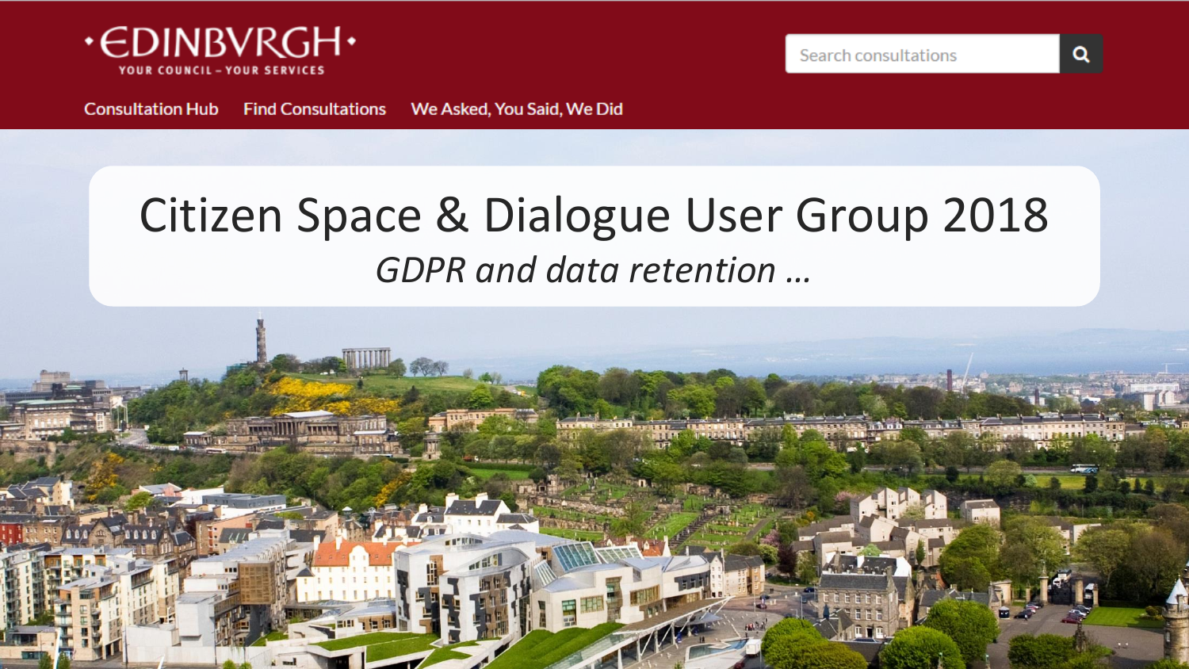·EDINBVRGH·

YOUR COUNCIL – YOUR SERVICES

Search consultations

Consultation Hub | Find Consultations | We Asked, You Said, We Did

# Citizen Space & Dialogue User Group 2018

*GDPR and data retention …*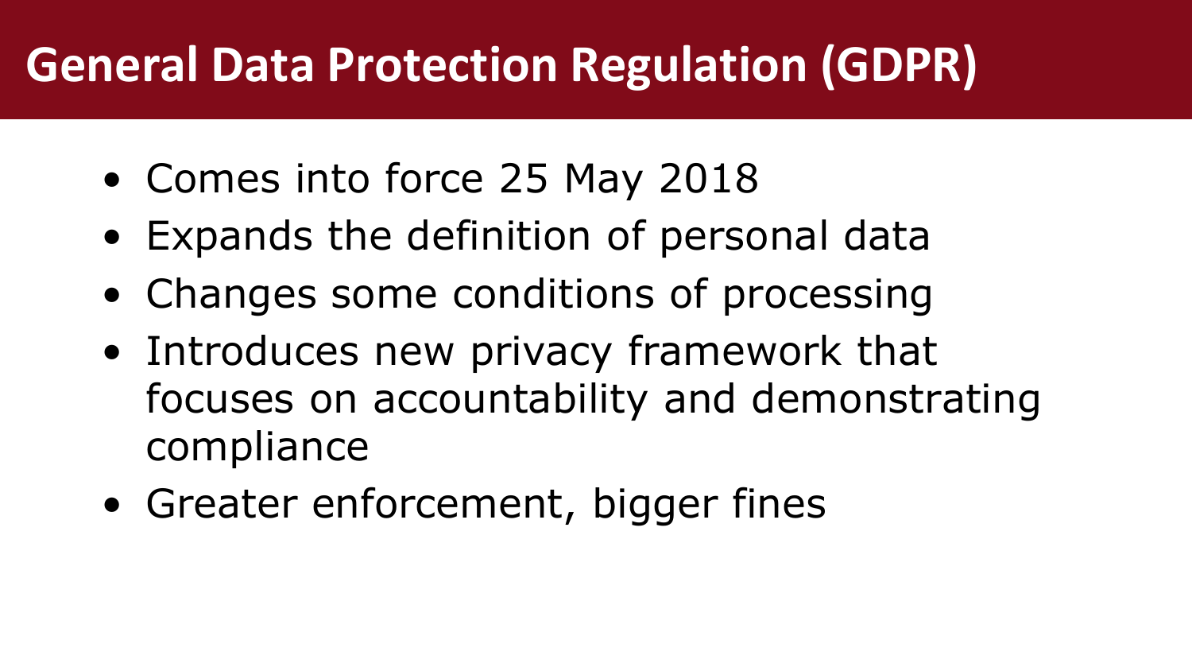# General Data Protection Regulation (GDPR)

- Comes into force 25 May 2018
- Expands the definition of personal data
- Changes some conditions of processing
- Introduces new privacy framework that focuses on accountability and demonstrating compliance
- Greater enforcement, bigger fines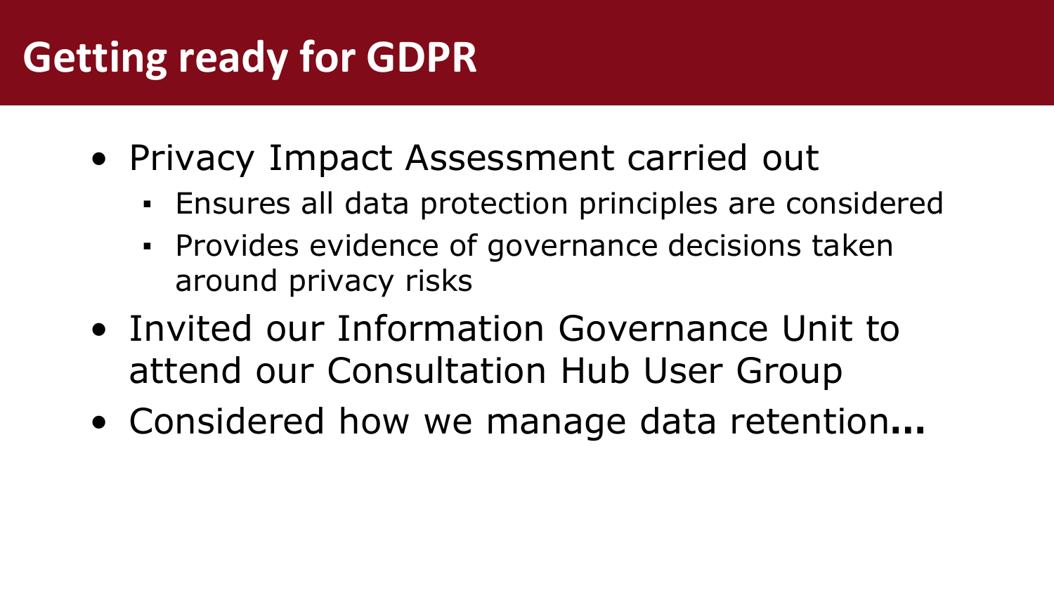# Getting ready for GDPR

- Privacy Impact Assessment carried out
  - Ensures all data protection principles are considered
  - Provides evidence of governance decisions taken around privacy risks
- Invited our Information Governance Unit to attend our Consultation Hub User Group
- Considered how we manage data retention**...**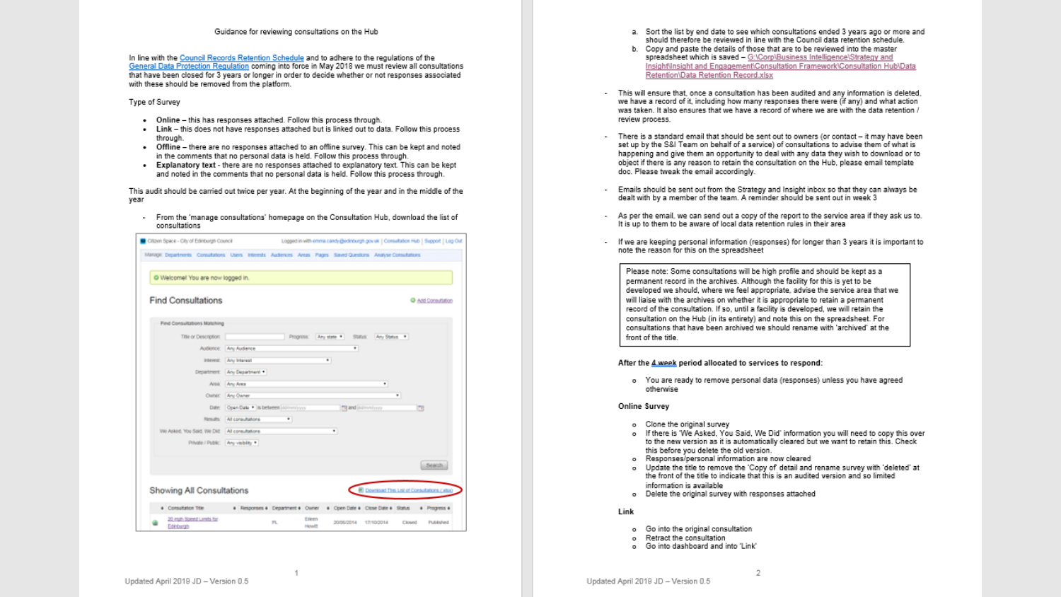Guidance for reviewing consultations on the Hub

In line with the Council Records Retention Schedule and to adhere to the regulations of the General Data Protection Regulation coming into force in May 2018 we must review all consultations that have been closed for 3 years or longer in order to decide whether or not responses associated with these should be removed from the platform.

Type of Survey

- **Online** – this has responses attached. Follow this process through.
- **Link** – this does not have responses attached but is linked out to data. Follow this process through.
- **Offline** – there are no responses attached to an offline survey. This can be kept and noted in the comments that no personal data is held. Follow this process through.
- **Explanatory text** - there are no responses attached to explanatory text. This can be kept and noted in the comments that no personal data is held. Follow this process through.

This audit should be carried out twice per year. At the beginning of the year and in the middle of the year

- From the 'manage consultations' homepage on the Consultation Hub, download the list of consultations

  a. Sort the list by end date to see which consultations ended 3 years ago or more and should therefore be reviewed in line with the Council data retention schedule.
  b. Copy and paste the details of those that are to be reviewed into the master spreadsheet which is saved – G:\Corp\Business Intelligence\Strategy and Insight\Insight and Engagement\Consultation Framework\Consultation Hub\Data Retention\Data Retention Record.xlsx

- This will ensure that, once a consultation has been audited and any information is deleted, we have a record of it, including how many responses there were (if any) and what action was taken. It also ensures that we have a record of where we are with the data retention / review process.

- There is a standard email that should be sent out to owners (or contact – it may have been set up by the S&I Team on behalf of a service) of consultations to advise them of what is happening and give them an opportunity to deal with any data they wish to download or to object if there is any reason to retain the consultation on the Hub, please email template doc. Please tweak the email accordingly.

- Emails should be sent out from the Strategy and Insight inbox so that they can always be dealt with by a member of the team. A reminder should be sent out in week 3

- As per the email, we can send out a copy of the report to the service area if they ask us to. It is up to them to be aware of local data retention rules in their area

- If we are keeping personal information (responses) for longer than 3 years it is important to note the reason for this on the spreadsheet

> Please note: Some consultations will be high profile and should be kept as a permanent record in the archives. Although the facility for this is yet to be developed we should, where we feel appropriate, advise the service area that we will liaise with the archives on whether it is appropriate to retain a permanent record of the consultation. If so, until a facility is developed, we will retain the consultation on the Hub (in its entirety) and note this on the spreadsheet. For consultations that have been archived we should rename with 'archived' at the front of the title.

**After the 4 week period allocated to services to respond:**

- You are ready to remove personal data (responses) unless you have agreed otherwise

**Online Survey**

- Clone the original survey
- If there is 'We Asked, You Said, We Did' information you will need to copy this over to the new version as it is automatically cleared but we want to retain this. Check this before you delete the old version.
- Responses/personal information are now cleared
- Update the title to remove the 'Copy of' detail and rename survey with 'deleted' at the front of the title to indicate that this is an audited version and so limited information is available
- Delete the original survey with responses attached

**Link**

- Go into the original consultation
- Retract the consultation
- Go into dashboard and into 'Link'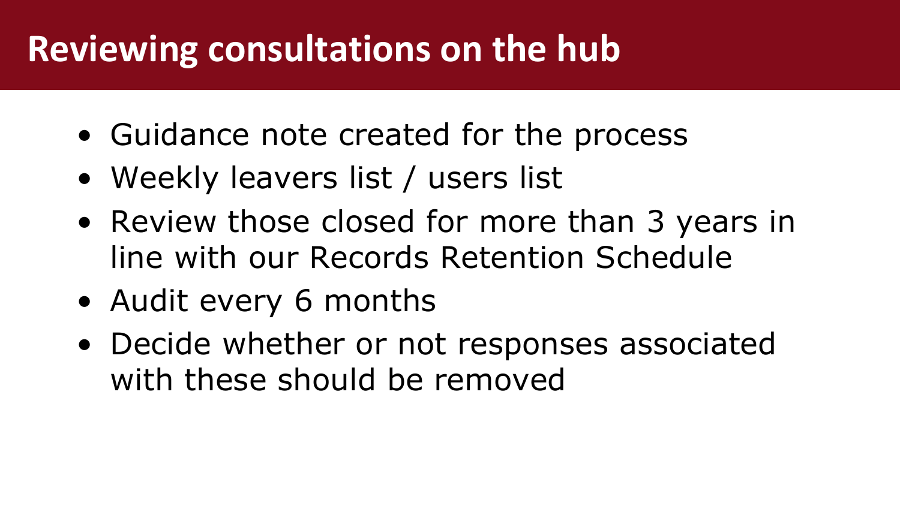# Reviewing consultations on the hub

- Guidance note created for the process
- Weekly leavers list / users list
- Review those closed for more than 3 years in line with our Records Retention Schedule
- Audit every 6 months
- Decide whether or not responses associated with these should be removed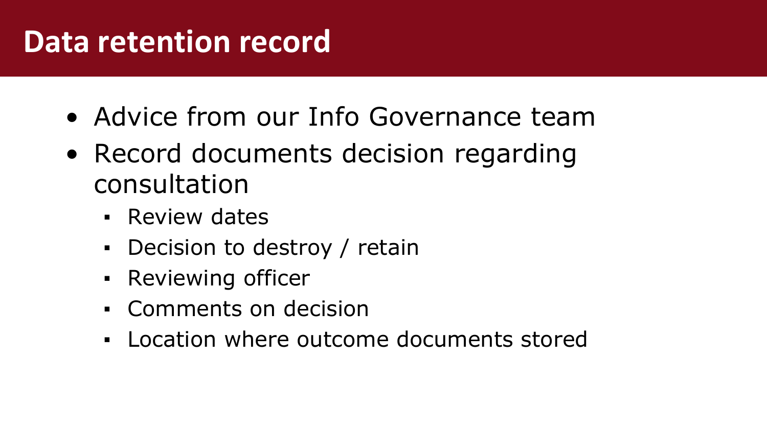# Data retention record

- Advice from our Info Governance team
- Record documents decision regarding consultation
  - Review dates
  - Decision to destroy / retain
  - Reviewing officer
  - Comments on decision
  - Location where outcome documents stored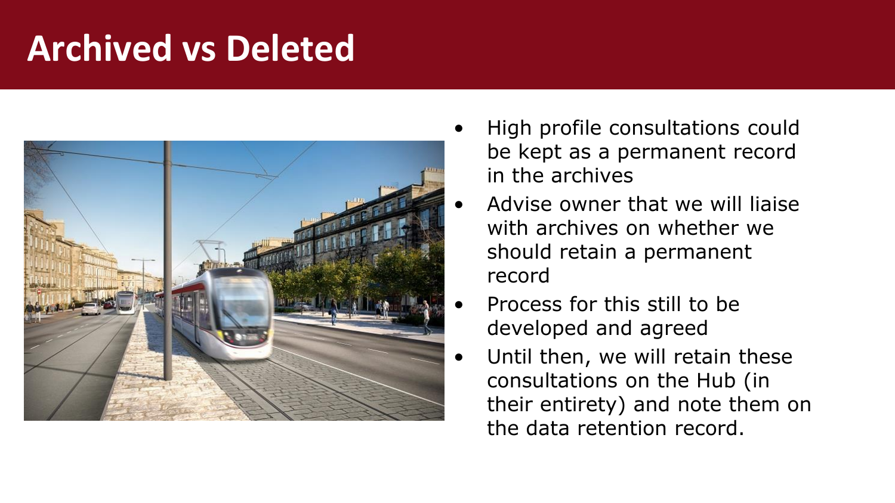# Archived vs Deleted

- High profile consultations could be kept as a permanent record in the archives
- Advise owner that we will liaise with archives on whether we should retain a permanent record
- Process for this still to be developed and agreed
- Until then, we will retain these consultations on the Hub (in their entirety) and note them on the data retention record.